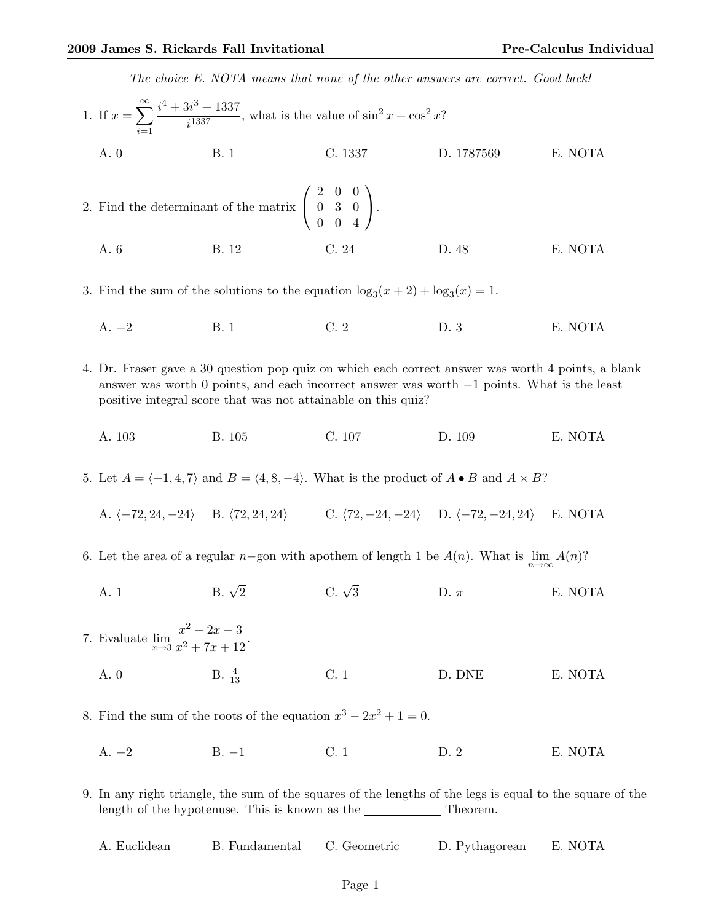*The choice E. NOTA means that none of the other answers are correct. Good luck!*

1. If $x = \sum_{i=1}^{\infty} \frac{i^4 + 3i^3 + 1337}{i^{1337}}$, what is the value of $\sin^2 x + \cos^2 x$?

   A. 0 B. 1 C. 1337 D. 1787569 E. NOTA

2. Find the determinant of the matrix $\begin{pmatrix} 2 & 0 & 0 \\ 0 & 3 & 0 \\ 0 & 0 & 4 \end{pmatrix}$.

   A. 6 B. 12 C. 24 D. 48 E. NOTA

3. Find the sum of the solutions to the equation $\log_3(x+2) + \log_3(x) = 1$.

   A. $-2$ B. 1 C. 2 D. 3 E. NOTA

4. Dr. Fraser gave a 30 question pop quiz on which each correct answer was worth 4 points, a blank answer was worth 0 points, and each incorrect answer was worth $-1$ points. What is the least positive integral score that was not attainable on this quiz?

   A. 103 B. 105 C. 107 D. 109 E. NOTA

5. Let $A = \langle -1, 4, 7 \rangle$ and $B = \langle 4, 8, -4 \rangle$. What is the product of $A \bullet B$ and $A \times B$?

   A. $\langle -72, 24, -24 \rangle$ B. $\langle 72, 24, 24 \rangle$ C. $\langle 72, -24, -24 \rangle$ D. $\langle -72, -24, 24 \rangle$ E. NOTA

6. Let the area of a regular $n-$gon with apothem of length 1 be $A(n)$. What is $\lim_{n \to \infty} A(n)$?

   A. 1 B. $\sqrt{2}$ C. $\sqrt{3}$ D. $\pi$ E. NOTA

7. Evaluate $\lim_{x \to 3} \frac{x^2 - 2x - 3}{x^2 + 7x + 12}$.

   A. 0 B. $\frac{4}{13}$ C. 1 D. DNE E. NOTA

8. Find the sum of the roots of the equation $x^3 - 2x^2 + 1 = 0$.

   A. $-2$ B. $-1$ C. 1 D. 2 E. NOTA

9. In any right triangle, the sum of the squares of the lengths of the legs is equal to the square of the length of the hypotenuse. This is known as the \_\_\_\_\_\_\_\_\_\_\_\_ Theorem.

   A. Euclidean B. Fundamental C. Geometric D. Pythagorean E. NOTA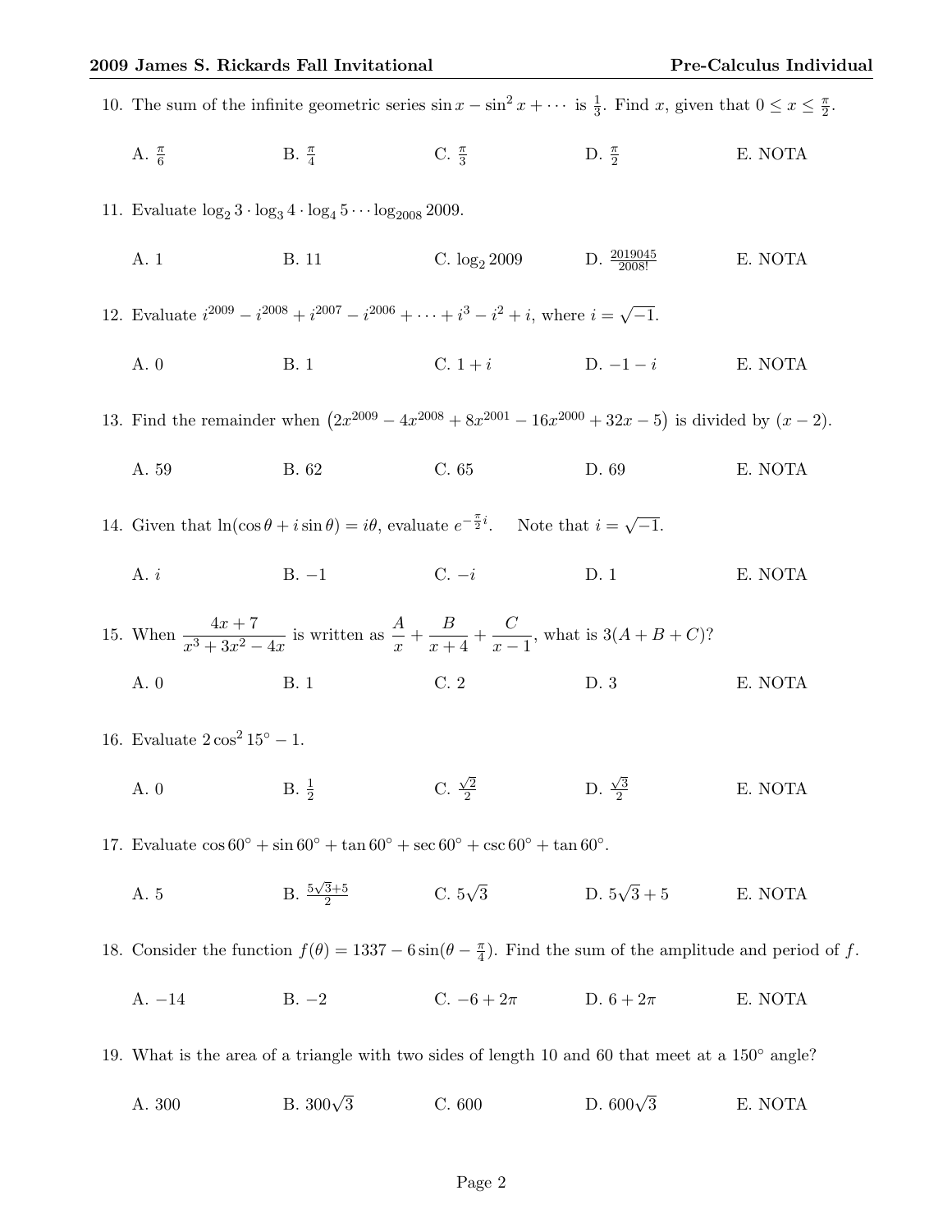10. The sum of the infinite geometric series $\sin x - \sin^2 x + \cdots$ is $\frac{1}{3}$. Find $x$, given that $0 \le x \le \frac{\pi}{2}$.

A. $\frac{\pi}{6}$ B. $\frac{\pi}{4}$ C. $\frac{\pi}{3}$ D. $\frac{\pi}{2}$ E. NOTA

11. Evaluate $\log_2 3 \cdot \log_3 4 \cdot \log_4 5 \cdots \log_{2008} 2009$.

A. 1 B. 11 C. $\log_2 2009$ D. $\frac{2019045}{2008!}$ E. NOTA

12. Evaluate $i^{2009} - i^{2008} + i^{2007} - i^{2006} + \cdots + i^3 - i^2 + i$, where $i = \sqrt{-1}$.

A. 0 B. 1 C. $1 + i$ D. $-1 - i$ E. NOTA

13. Find the remainder when $\left(2x^{2009} - 4x^{2008} + 8x^{2001} - 16x^{2000} + 32x - 5\right)$ is divided by $(x - 2)$.

A. 59 B. 62 C. 65 D. 69 E. NOTA

14. Given that $\ln(\cos\theta + i\sin\theta) = i\theta$, evaluate $e^{-\frac{\pi}{2}i}$. Note that $i = \sqrt{-1}$.

A. $i$ B. $-1$ C. $-i$ D. 1 E. NOTA

15. When $\dfrac{4x+7}{x^3+3x^2-4x}$ is written as $\dfrac{A}{x} + \dfrac{B}{x+4} + \dfrac{C}{x-1}$, what is $3(A + B + C)$?

A. 0 B. 1 C. 2 D. 3 E. NOTA

16. Evaluate $2\cos^2 15^\circ - 1$.

A. 0 B. $\frac{1}{2}$ C. $\frac{\sqrt{2}}{2}$ D. $\frac{\sqrt{3}}{2}$ E. NOTA

17. Evaluate $\cos 60^\circ + \sin 60^\circ + \tan 60^\circ + \sec 60^\circ + \csc 60^\circ + \tan 60^\circ$.

A. 5 B. $\frac{5\sqrt{3}+5}{2}$ C. $5\sqrt{3}$ D. $5\sqrt{3} + 5$ E. NOTA

18. Consider the function $f(\theta) = 1337 - 6\sin(\theta - \frac{\pi}{4})$. Find the sum of the amplitude and period of $f$.

A. $-14$ B. $-2$ C. $-6 + 2\pi$ D. $6 + 2\pi$ E. NOTA

19. What is the area of a triangle with two sides of length 10 and 60 that meet at a $150^\circ$ angle?

A. 300 B. $300\sqrt{3}$ C. 600 D. $600\sqrt{3}$ E. NOTA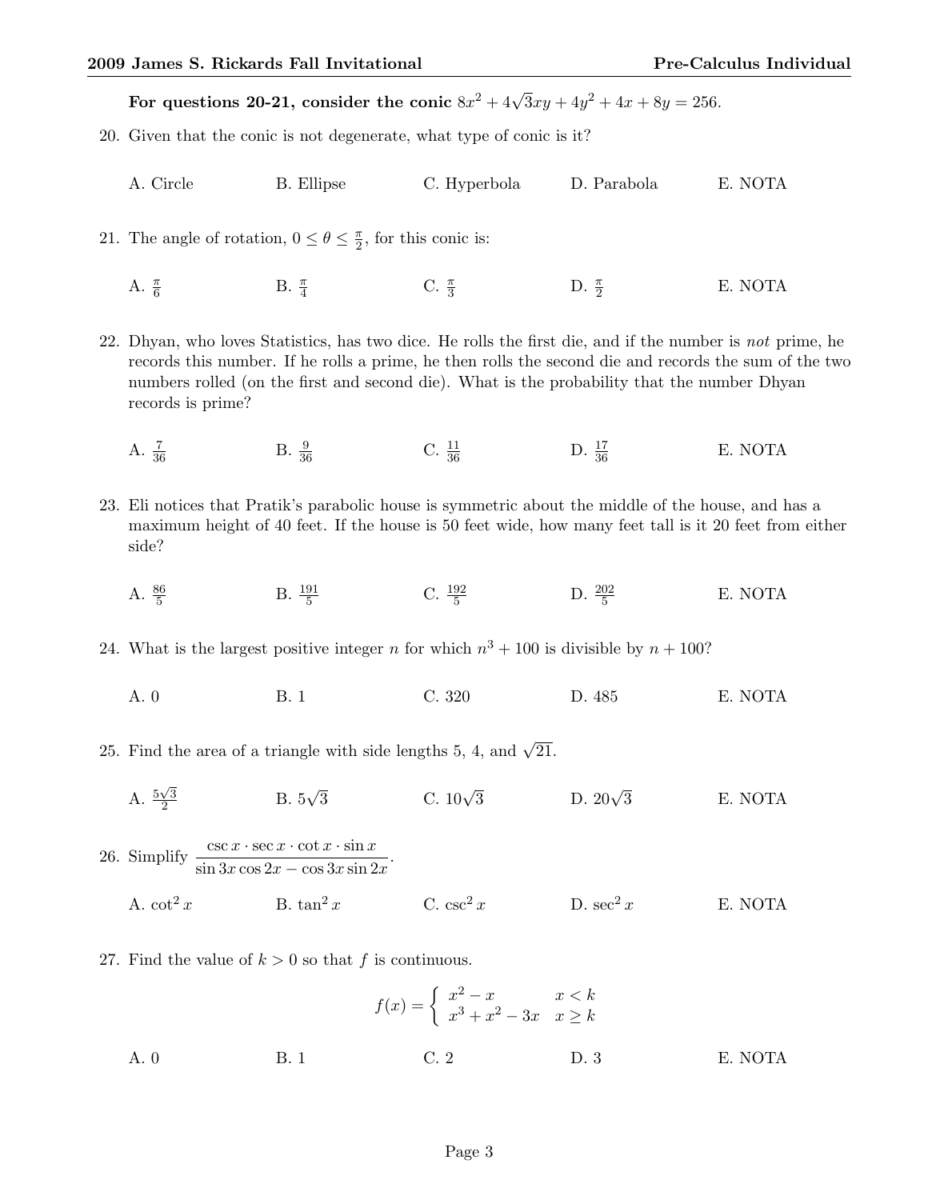**For questions 20-21, consider the conic $8x^2 + 4\sqrt{3}xy + 4y^2 + 4x + 8y = 256$.**

20. Given that the conic is not degenerate, what type of conic is it?

A. Circle B. Ellipse C. Hyperbola D. Parabola E. NOTA

21. The angle of rotation, $0 \leq \theta \leq \frac{\pi}{2}$, for this conic is:

A. $\frac{\pi}{6}$ B. $\frac{\pi}{4}$ C. $\frac{\pi}{3}$ D. $\frac{\pi}{2}$ E. NOTA

22. Dhyan, who loves Statistics, has two dice. He rolls the first die, and if the number is *not* prime, he records this number. If he rolls a prime, he then rolls the second die and records the sum of the two numbers rolled (on the first and second die). What is the probability that the number Dhyan records is prime?

A. $\frac{7}{36}$ B. $\frac{9}{36}$ C. $\frac{11}{36}$ D. $\frac{17}{36}$ E. NOTA

23. Eli notices that Pratik's parabolic house is symmetric about the middle of the house, and has a maximum height of 40 feet. If the house is 50 feet wide, how many feet tall is it 20 feet from either side?

A. $\frac{86}{5}$ B. $\frac{191}{5}$ C. $\frac{192}{5}$ D. $\frac{202}{5}$ E. NOTA

24. What is the largest positive integer $n$ for which $n^3 + 100$ is divisible by $n + 100$?

A. 0 B. 1 C. 320 D. 485 E. NOTA

25. Find the area of a triangle with side lengths 5, 4, and $\sqrt{21}$.

A. $\frac{5\sqrt{3}}{2}$ B. $5\sqrt{3}$ C. $10\sqrt{3}$ D. $20\sqrt{3}$ E. NOTA

26. Simplify $\dfrac{\csc x \cdot \sec x \cdot \cot x \cdot \sin x}{\sin 3x \cos 2x - \cos 3x \sin 2x}$.

A. $\cot^2 x$ B. $\tan^2 x$ C. $\csc^2 x$ D. $\sec^2 x$ E. NOTA

27. Find the value of $k > 0$ so that $f$ is continuous.

$$f(x) = \begin{cases} x^2 - x & x < k \\ x^3 + x^2 - 3x & x \geq k \end{cases}$$

A. 0 B. 1 C. 2 D. 3 E. NOTA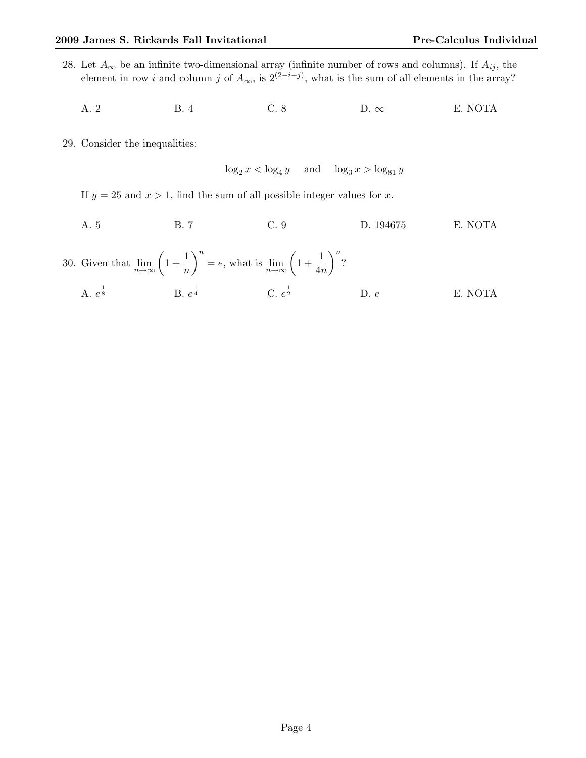28. Let $A_\infty$ be an infinite two-dimensional array (infinite number of rows and columns). If $A_{ij}$, the element in row $i$ and column $j$ of $A_\infty$, is $2^{(2-i-j)}$, what is the sum of all elements in the array?

A. 2 B. 4 C. 8 D. $\infty$ E. NOTA

29. Consider the inequalities:

$$\log_2 x < \log_4 y \quad \text{and} \quad \log_3 x > \log_{81} y$$

If $y = 25$ and $x > 1$, find the sum of all possible integer values for $x$.

A. 5 B. 7 C. 9 D. 194675 E. NOTA

30. Given that $\lim_{n\to\infty}\left(1+\frac{1}{n}\right)^n = e$, what is $\lim_{n\to\infty}\left(1+\frac{1}{4n}\right)^n$?

A. $e^{\frac{1}{8}}$ B. $e^{\frac{1}{4}}$ C. $e^{\frac{1}{2}}$ D. $e$ E. NOTA